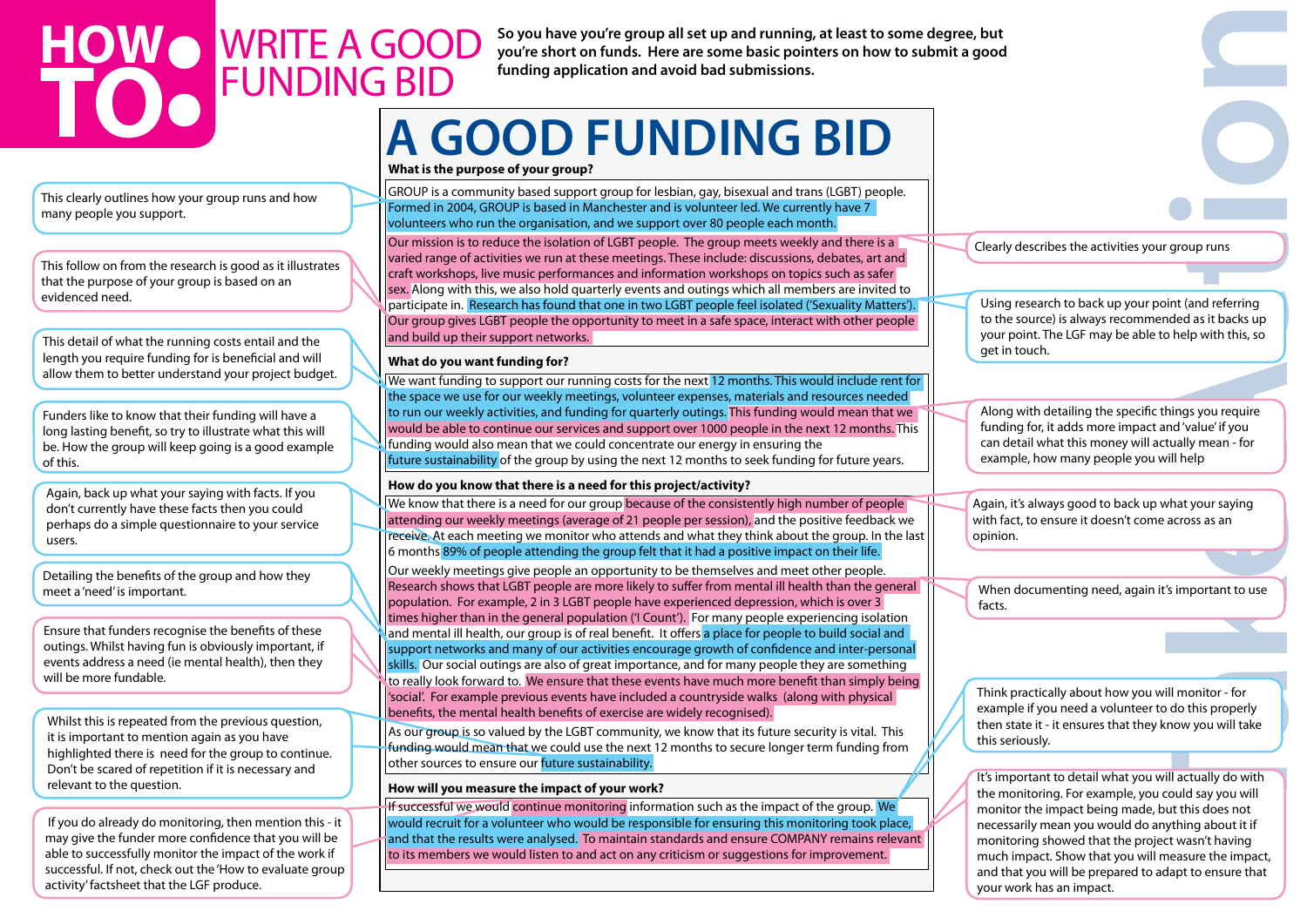# HOW TO: WRITE A GOOD FUNDING BID

**So you have you're group all set up and running, at least to some degree, but you're short on funds. Here are some basic pointers on how to submit a good funding application and avoid bad submissions.**

## A GOOD FUNDING BID

### What is the purpose of your group?

GROUP is a community based support group for lesbian, gay, bisexual and trans (LGBT) people. Formed in 2004, GROUP is based in Manchester and is volunteer led. We currently have 7 volunteers who run the organisation, and we support over 80 people each month.

Our mission is to reduce the isolation of LGBT people. The group meets weekly and there is a varied range of activities we run at these meetings. These include: discussions, debates, art and craft workshops, live music performances and information workshops on topics such as safer sex. Along with this, we also hold quarterly events and outings which all members are invited to participate in. Research has found that one in two LGBT people feel isolated ('Sexuality Matters'). Our group gives LGBT people the opportunity to meet in a safe space, interact with other people and build up their support networks.

### What do you want funding for?

We want funding to support our running costs for the next 12 months. This would include rent for the space we use for our weekly meetings, volunteer expenses, materials and resources needed to run our weekly activities, and funding for quarterly outings. This funding would mean that we would be able to continue our services and support over 1000 people in the next 12 months. This funding would also mean that we could concentrate our energy in ensuring the future sustainability of the group by using the next 12 months to seek funding for future years.

### How do you know that there is a need for this project/activity?

We know that there is a need for our group because of the consistently high number of people attending our weekly meetings (average of 21 people per session), and the positive feedback we receive. At each meeting we monitor who attends and what they think about the group. In the last 6 months 89% of people attending the group felt that it had a positive impact on their life.

Our weekly meetings give people an opportunity to be themselves and meet other people. Research shows that LGBT people are more likely to suffer from mental ill health than the general population. For example, 2 in 3 LGBT people have experienced depression, which is over 3 times higher than in the general population ('I Count'). For many people experiencing isolation and mental ill health, our group is of real benefit. It offers a place for people to build social and support networks and many of our activities encourage growth of confidence and inter-personal skills. Our social outings are also of great importance, and for many people they are something to really look forward to. We ensure that these events have much more benefit than simply being 'social'. For example previous events have included a countryside walks (along with physical benefits, the mental health benefits of exercise are widely recognised).

As our group is so valued by the LGBT community, we know that its future security is vital. This funding would mean that we could use the next 12 months to secure longer term funding from other sources to ensure our future sustainability.

### How will you measure the impact of your work?

If successful we would continue monitoring information such as the impact of the group. We would recruit for a volunteer who would be responsible for ensuring this monitoring took place, and that the results were analysed. To maintain standards and ensure COMPANY remains relevant to its members we would listen to and act on any criticism or suggestions for improvement.

---

**Annotations:**

- This clearly outlines how your group runs and how many people you support.
- This follow on from the research is good as it illustrates that the purpose of your group is based on an evidenced need.
- This detail of what the running costs entail and the length you require funding for is beneficial and will allow them to better understand your project budget.
- Funders like to know that their funding will have a long lasting benefit, so try to illustrate what this will be. How the group will keep going is a good example of this.
- Again, back up what your saying with facts. If you don't currently have these facts then you could perhaps do a simple questionnaire to your service users.
- Detailing the benefits of the group and how they meet a 'need' is important.
- Ensure that funders recognise the benefits of these outings. Whilst having fun is obviously important, if events address a need (ie mental health), then they will be more fundable.
- Whilst this is repeated from the previous question, it is important to mention again as you have highlighted there is need for the group to continue. Don't be scared of repetition if it is necessary and relevant to the question.
- If you do already do monitoring, then mention this - it may give the funder more confidence that you will be able to successfully monitor the impact of the work if successful. If not, check out the 'How to evaluate group activity' factsheet that the LGF produce.
- Clearly describes the activities your group runs
- Using research to back up your point (and referring to the source) is always recommended as it backs up your point. The LGF may be able to help with this, so get in touch.
- Along with detailing the specific things you require funding for, it adds more impact and 'value' if you can detail what this money will actually mean - for example, how many people you will help
- Again, it's always good to back up what your saying with fact, to ensure it doesn't come across as an opinion.
- When documenting need, again it's important to use facts.
- Think practically about how you will monitor - for example if you need a volunteer to do this properly then state it - it ensures that they know you will take this seriously.
- It's important to detail what you will actually do with the monitoring. For example, you could say you will monitor the impact being made, but this does not necessarily mean you would do anything about it if monitoring showed that the project wasn't having much impact. Show that you will measure the impact, and that you will be prepared to adapt to ensure that your work has an impact.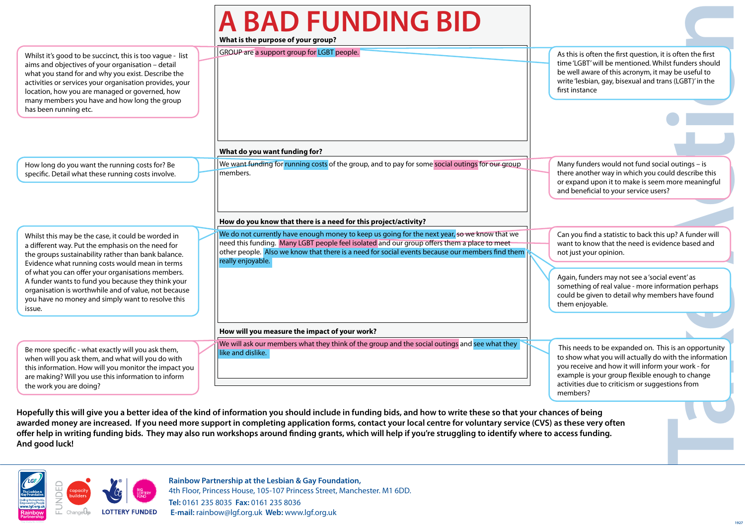# A BAD FUNDING BID

**What is the purpose of your group?**

GROUP are a support group for LGBT people.

> Whilst it's good to be succinct, this is too vague - list aims and objectives of your organisation – detail what you stand for and why you exist. Describe the activities or services your organisation provides, your location, how you are managed or governed, how many members you have and how long the group has been running etc.

> As this is often the first question, it is often the first time 'LGBT' will be mentioned. Whilst funders should be well aware of this acronym, it may be useful to write 'lesbian, gay, bisexual and trans (LGBT)' in the first instance

**What do you want funding for?**

We want funding for running costs of the group, and to pay for some social outings for our group members.

> How long do you want the running costs for? Be specific. Detail what these running costs involve.

> Many funders would not fund social outings – is there another way in which you could describe this or expand upon it to make is seem more meaningful and beneficial to your service users?

**How do you know that there is a need for this project/activity?**

We do not currently have enough money to keep us going for the next year, so we know that we need this funding. Many LGBT people feel isolated and our group offers them a place to meet other people. Also we know that there is a need for social events because our members find them really enjoyable.

> Whilst this may be the case, it could be worded in a different way. Put the emphasis on the need for the groups sustainability rather than bank balance. Evidence what running costs would mean in terms of what you can offer your organisations members. A funder wants to fund you because they think your organisation is worthwhile and of value, not because you have no money and simply want to resolve this issue.

> Can you find a statistic to back this up? A funder will want to know that the need is evidence based and not just your opinion.

> Again, funders may not see a 'social event' as something of real value - more information perhaps could be given to detail why members have found them enjoyable.

**How will you measure the impact of your work?**

We will ask our members what they think of the group and the social outings and see what they like and dislike.

> Be more specific - what exactly will you ask them, when will you ask them, and what will you do with this information. How will you monitor the impact you are making? Will you use this information to inform the work you are doing?

> This needs to be expanded on. This is an opportunity to show what you will actually do with the information you receive and how it will inform your work - for example is your group flexible enough to change activities due to criticism or suggestions from members?

**Hopefully this will give you a better idea of the kind of information you should include in funding bids, and how to write these so that your chances of being awarded money are increased. If you need more support in completing application forms, contact your local centre for voluntary service (CVS) as these very often offer help in writing funding bids. They may also run workshops around finding grants, which will help if you're struggling to identify where to access funding. And good luck!**

FUNDED — capacity builders — ChangeUp — LOTTERY FUNDED — BIG LOTTERY FUND

**Rainbow Partnership at the Lesbian & Gay Foundation,**
4th Floor, Princess House, 105-107 Princess Street, Manchester. M1 6DD.
**Tel:** 0161 235 8035 **Fax:** 0161 235 8036
**E-mail:** rainbow@lgf.org.uk **Web:** www.lgf.org.uk